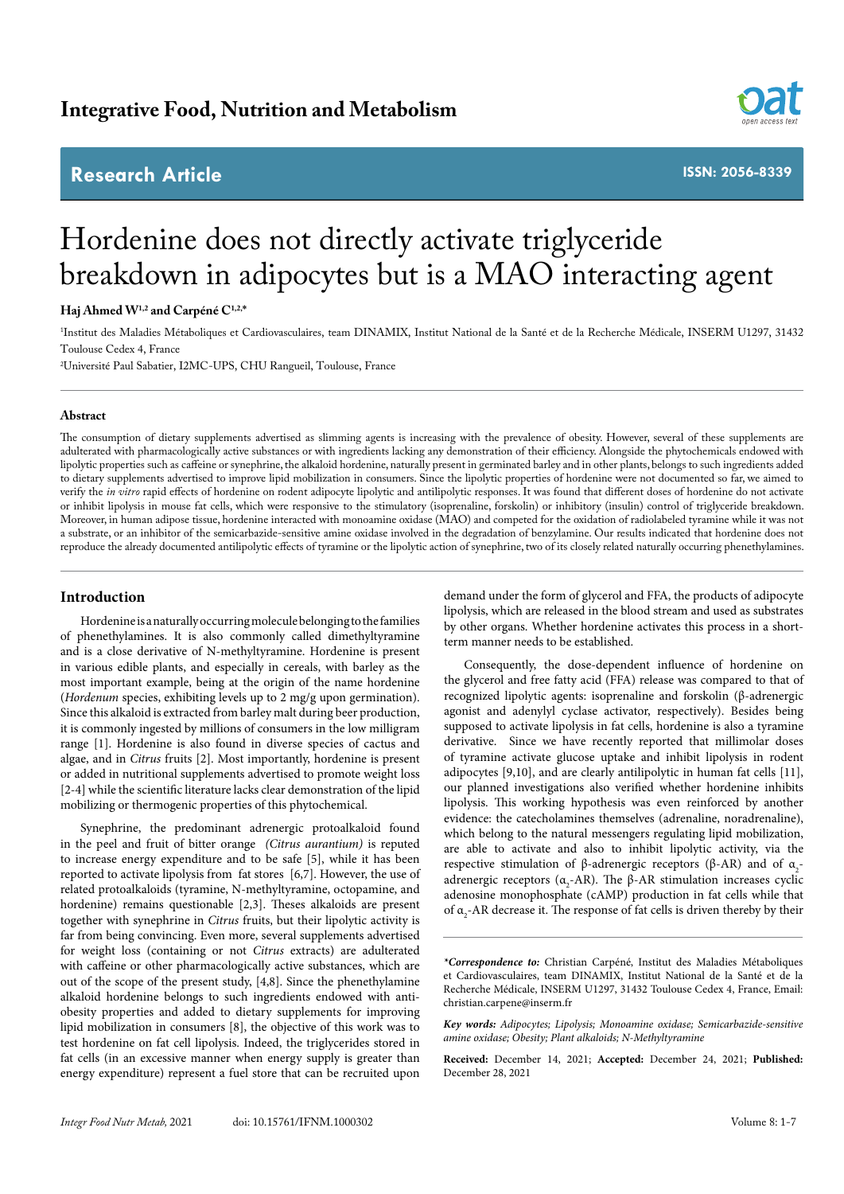Integrative Food, Nutrition and Metabolism

Research Article

ISSN: 2056-8339

# Hordenine does not directly activate triglyceride breakdown in adipocytes but is a MAO interacting agent

**Haj Ahmed W[1,2] and Carpéné C[1,2,*]**

[1]Institut des Maladies Métaboliques et Cardiovasculaires, team DINAMIX, Institut National de la Santé et de la Recherche Médicale, INSERM U1297, 31432 Toulouse Cedex 4, France

[2]Université Paul Sabatier, I2MC-UPS, CHU Rangueil, Toulouse, France

### Abstract

The consumption of dietary supplements advertised as slimming agents is increasing with the prevalence of obesity. However, several of these supplements are adulterated with pharmacologically active substances or with ingredients lacking any demonstration of their efficiency. Alongside the phytochemicals endowed with lipolytic properties such as caffeine or synephrine, the alkaloid hordenine, naturally present in germinated barley and in other plants, belongs to such ingredients added to dietary supplements advertised to improve lipid mobilization in consumers. Since the lipolytic properties of hordenine were not documented so far, we aimed to verify the *in vitro* rapid effects of hordenine on rodent adipocyte lipolytic and antilipolytic responses. It was found that different doses of hordenine do not activate or inhibit lipolysis in mouse fat cells, which were responsive to the stimulatory (isoprenaline, forskolin) or inhibitory (insulin) control of triglyceride breakdown. Moreover, in human adipose tissue, hordenine interacted with monoamine oxidase (MAO) and competed for the oxidation of radiolabeled tyramine while it was not a substrate, or an inhibitor of the semicarbazide-sensitive amine oxidase involved in the degradation of benzylamine. Our results indicated that hordenine does not reproduce the already documented antilipolytic effects of tyramine or the lipolytic action of synephrine, two of its closely related naturally occurring phenethylamines.

## Introduction

Hordenine is a naturally occurring molecule belonging to the families of phenethylamines. It is also commonly called dimethyltyramine and is a close derivative of N-methyltyramine. Hordenine is present in various edible plants, and especially in cereals, with barley as the most important example, being at the origin of the name hordenine (*Hordenum* species, exhibiting levels up to 2 mg/g upon germination). Since this alkaloid is extracted from barley malt during beer production, it is commonly ingested by millions of consumers in the low milligram range [1]. Hordenine is also found in diverse species of cactus and algae, and in *Citrus* fruits [2]. Most importantly, hordenine is present or added in nutritional supplements advertised to promote weight loss [2-4] while the scientific literature lacks clear demonstration of the lipid mobilizing or thermogenic properties of this phytochemical.

Synephrine, the predominant adrenergic protoalkaloid found in the peel and fruit of bitter orange *(Citrus aurantium)* is reputed to increase energy expenditure and to be safe [5], while it has been reported to activate lipolysis from fat stores [6,7]. However, the use of related protoalkaloids (tyramine, N-methyltyramine, octopamine, and hordenine) remains questionable [2,3]. Theses alkaloids are present together with synephrine in *Citrus* fruits, but their lipolytic activity is far from being convincing. Even more, several supplements advertised for weight loss (containing or not *Citrus* extracts) are adulterated with caffeine or other pharmacologically active substances, which are out of the scope of the present study, [4,8]. Since the phenethylamine alkaloid hordenine belongs to such ingredients endowed with anti-obesity properties and added to dietary supplements for improving lipid mobilization in consumers [8], the objective of this work was to test hordenine on fat cell lipolysis. Indeed, the triglycerides stored in fat cells (in an excessive manner when energy supply is greater than energy expenditure) represent a fuel store that can be recruited upon demand under the form of glycerol and FFA, the products of adipocyte lipolysis, which are released in the blood stream and used as substrates by other organs. Whether hordenine activates this process in a short-term manner needs to be established.

Consequently, the dose-dependent influence of hordenine on the glycerol and free fatty acid (FFA) release was compared to that of recognized lipolytic agents: isoprenaline and forskolin (β-adrenergic agonist and adenylyl cyclase activator, respectively). Besides being supposed to activate lipolysis in fat cells, hordenine is also a tyramine derivative. Since we have recently reported that millimolar doses of tyramine activate glucose uptake and inhibit lipolysis in rodent adipocytes [9,10], and are clearly antilipolytic in human fat cells [11], our planned investigations also verified whether hordenine inhibits lipolysis. This working hypothesis was even reinforced by another evidence: the catecholamines themselves (adrenaline, noradrenaline), which belong to the natural messengers regulating lipid mobilization, are able to activate and also to inhibit lipolytic activity, via the respective stimulation of β-adrenergic receptors (β-AR) and of $\alpha_2$-adrenergic receptors ($\alpha_2$-AR). The β-AR stimulation increases cyclic adenosine monophosphate (cAMP) production in fat cells while that of $\alpha_2$-AR decrease it. The response of fat cells is driven thereby by their

***Correspondence to:** Christian Carpéné, Institut des Maladies Métaboliques et Cardiovasculaires, team DINAMIX, Institut National de la Santé et de la Recherche Médicale, INSERM U1297, 31432 Toulouse Cedex 4, France, Email: christian.carpene@inserm.fr

***Key words:** Adipocytes; Lipolysis; Monoamine oxidase; Semicarbazide-sensitive amine oxidase; Obesity; Plant alkaloids; N-Methyltyramine*

**Received:** December 14, 2021; **Accepted:** December 24, 2021; **Published:** December 28, 2021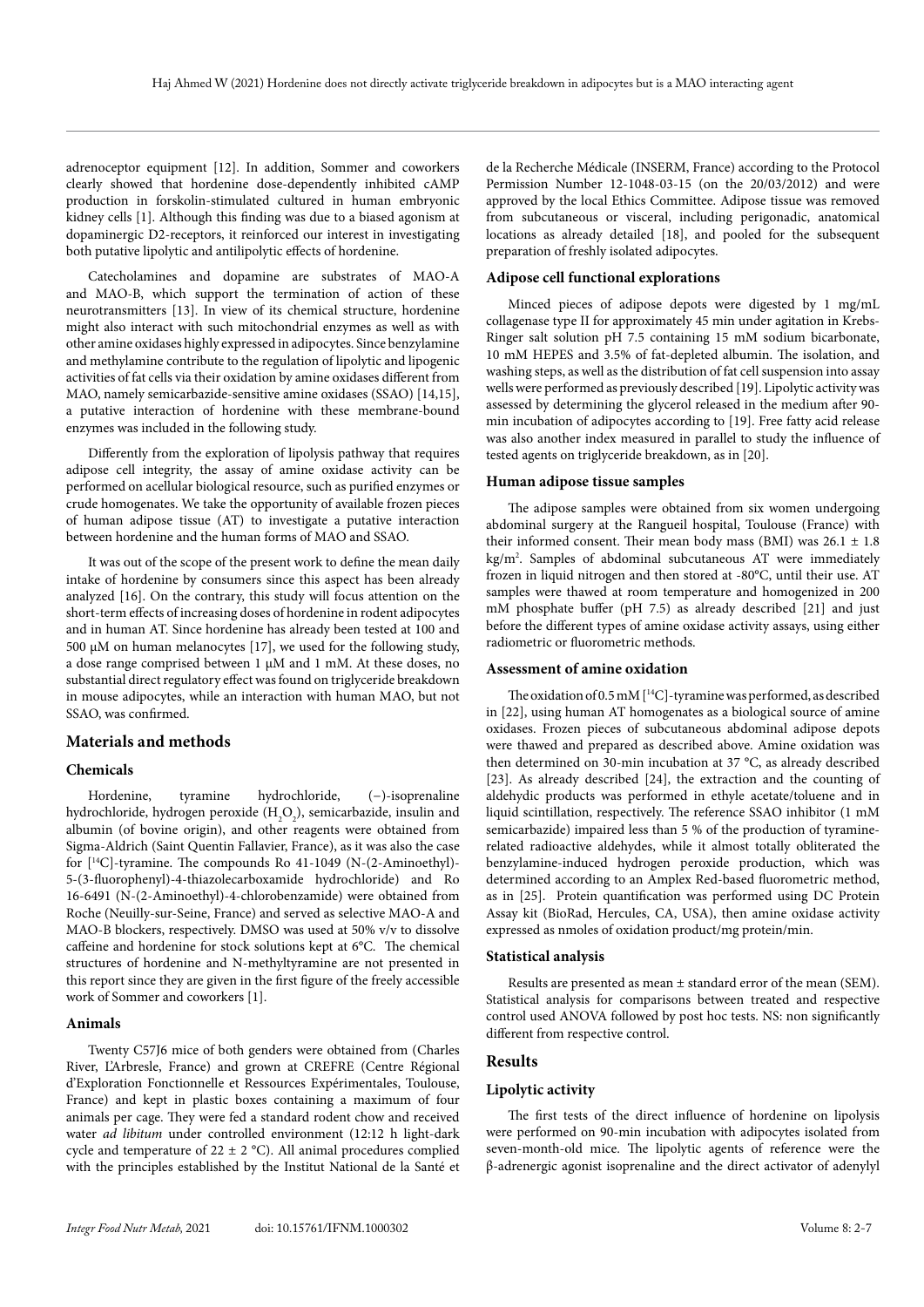adrenoceptor equipment [12]. In addition, Sommer and coworkers clearly showed that hordenine dose-dependently inhibited cAMP production in forskolin-stimulated cultured in human embryonic kidney cells [1]. Although this finding was due to a biased agonism at dopaminergic D2-receptors, it reinforced our interest in investigating both putative lipolytic and antilipolytic effects of hordenine.

Catecholamines and dopamine are substrates of MAO-A and MAO-B, which support the termination of action of these neurotransmitters [13]. In view of its chemical structure, hordenine might also interact with such mitochondrial enzymes as well as with other amine oxidases highly expressed in adipocytes. Since benzylamine and methylamine contribute to the regulation of lipolytic and lipogenic activities of fat cells via their oxidation by amine oxidases different from MAO, namely semicarbazide-sensitive amine oxidases (SSAO) [14,15], a putative interaction of hordenine with these membrane-bound enzymes was included in the following study.

Differently from the exploration of lipolysis pathway that requires adipose cell integrity, the assay of amine oxidase activity can be performed on acellular biological resource, such as purified enzymes or crude homogenates. We take the opportunity of available frozen pieces of human adipose tissue (AT) to investigate a putative interaction between hordenine and the human forms of MAO and SSAO.

It was out of the scope of the present work to define the mean daily intake of hordenine by consumers since this aspect has been already analyzed [16]. On the contrary, this study will focus attention on the short-term effects of increasing doses of hordenine in rodent adipocytes and in human AT. Since hordenine has already been tested at 100 and 500 µM on human melanocytes [17], we used for the following study, a dose range comprised between 1 µM and 1 mM. At these doses, no substantial direct regulatory effect was found on triglyceride breakdown in mouse adipocytes, while an interaction with human MAO, but not SSAO, was confirmed.

## Materials and methods

### Chemicals

Hordenine, tyramine hydrochloride, (−)-isoprenaline hydrochloride, hydrogen peroxide ($H_2O_2$), semicarbazide, insulin and albumin (of bovine origin), and other reagents were obtained from Sigma-Aldrich (Saint Quentin Fallavier, France), as it was also the case for [$^{14}$C]-tyramine. The compounds Ro 41-1049 (N-(2-Aminoethyl)-5-(3-fluorophenyl)-4-thiazolecarboxamide hydrochloride) and Ro 16-6491 (N-(2-Aminoethyl)-4-chlorobenzamide) were obtained from Roche (Neuilly-sur-Seine, France) and served as selective MAO-A and MAO-B blockers, respectively. DMSO was used at 50% v/v to dissolve caffeine and hordenine for stock solutions kept at 6°C. The chemical structures of hordenine and N-methyltyramine are not presented in this report since they are given in the first figure of the freely accessible work of Sommer and coworkers [1].

### Animals

Twenty C57J6 mice of both genders were obtained from (Charles River, L'Arbresle, France) and grown at CREFRE (Centre Régional d'Exploration Fonctionnelle et Ressources Expérimentales, Toulouse, France) and kept in plastic boxes containing a maximum of four animals per cage. They were fed a standard rodent chow and received water *ad libitum* under controlled environment (12:12 h light-dark cycle and temperature of 22 ± 2 °C). All animal procedures complied with the principles established by the Institut National de la Santé et de la Recherche Médicale (INSERM, France) according to the Protocol Permission Number 12-1048-03-15 (on the 20/03/2012) and were approved by the local Ethics Committee. Adipose tissue was removed from subcutaneous or visceral, including perigonadic, anatomical locations as already detailed [18], and pooled for the subsequent preparation of freshly isolated adipocytes.

### Adipose cell functional explorations

Minced pieces of adipose depots were digested by 1 mg/mL collagenase type II for approximately 45 min under agitation in Krebs-Ringer salt solution pH 7.5 containing 15 mM sodium bicarbonate, 10 mM HEPES and 3.5% of fat-depleted albumin. The isolation, and washing steps, as well as the distribution of fat cell suspension into assay wells were performed as previously described [19]. Lipolytic activity was assessed by determining the glycerol released in the medium after 90-min incubation of adipocytes according to [19]. Free fatty acid release was also another index measured in parallel to study the influence of tested agents on triglyceride breakdown, as in [20].

### Human adipose tissue samples

The adipose samples were obtained from six women undergoing abdominal surgery at the Rangueil hospital, Toulouse (France) with their informed consent. Their mean body mass (BMI) was 26.1 ± 1.8 kg/m$^2$. Samples of abdominal subcutaneous AT were immediately frozen in liquid nitrogen and then stored at -80°C, until their use. AT samples were thawed at room temperature and homogenized in 200 mM phosphate buffer (pH 7.5) as already described [21] and just before the different types of amine oxidase activity assays, using either radiometric or fluorometric methods.

### Assessment of amine oxidation

The oxidation of 0.5 mM [$^{14}$C]-tyramine was performed, as described in [22], using human AT homogenates as a biological source of amine oxidases. Frozen pieces of subcutaneous abdominal adipose depots were thawed and prepared as described above. Amine oxidation was then determined on 30-min incubation at 37 °C, as already described [23]. As already described [24], the extraction and the counting of aldehydic products was performed in ethyle acetate/toluene and in liquid scintillation, respectively. The reference SSAO inhibitor (1 mM semicarbazide) impaired less than 5 % of the production of tyramine-related radioactive aldehydes, while it almost totally obliterated the benzylamine-induced hydrogen peroxide production, which was determined according to an Amplex Red-based fluorometric method, as in [25]. Protein quantification was performed using DC Protein Assay kit (BioRad, Hercules, CA, USA), then amine oxidase activity expressed as nmoles of oxidation product/mg protein/min.

### Statistical analysis

Results are presented as mean ± standard error of the mean (SEM). Statistical analysis for comparisons between treated and respective control used ANOVA followed by post hoc tests. NS: non significantly different from respective control.

## Results

### Lipolytic activity

The first tests of the direct influence of hordenine on lipolysis were performed on 90-min incubation with adipocytes isolated from seven-month-old mice. The lipolytic agents of reference were the β-adrenergic agonist isoprenaline and the direct activator of adenylyl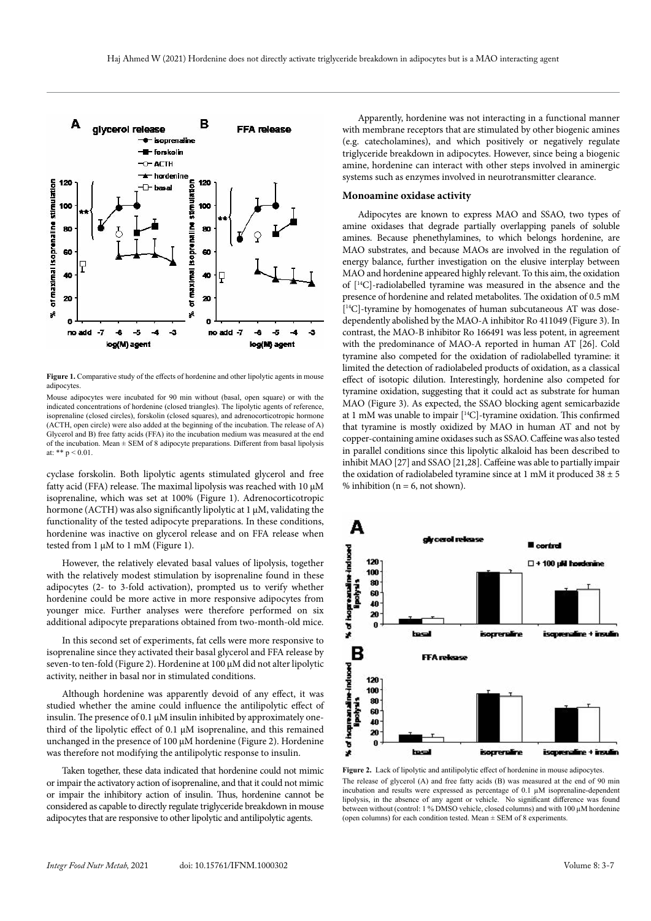**Figure 1.** Comparative study of the effects of hordenine and other lipolytic agents in mouse adipocytes.

Mouse adipocytes were incubated for 90 min without (basal, open square) or with the indicated concentrations of hordenine (closed triangles). The lipolytic agents of reference, isoprenaline (closed circles), forskolin (closed squares), and adrenocorticotropic hormone (ACTH, open circle) were also added at the beginning of the incubation. The release of A) Glycerol and B) free fatty acid (FFA) ito the incubation medium was measured at the end of the incubation. Mean ± SEM of 8 adipocyte preparations. Different from basal lipolysis at: ** $p < 0.01$.

cyclase forskolin. Both lipolytic agents stimulated glycerol and free fatty acid (FFA) release. The maximal lipolysis was reached with 10 µM isoprenaline, which was set at 100% (Figure 1). Adrenocorticotropic hormone (ACTH) was also significantly lipolytic at 1 µM, validating the functionality of the tested adipocyte preparations. In these conditions, hordenine was inactive on glycerol release and on FFA release when tested from 1 µM to 1 mM (Figure 1).

However, the relatively elevated basal values of lipolysis, together with the relatively modest stimulation by isoprenaline found in these adipocytes (2- to 3-fold activation), prompted us to verify whether hordenine could be more active in more responsive adipocytes from younger mice. Further analyses were therefore performed on six additional adipocyte preparations obtained from two-month-old mice.

In this second set of experiments, fat cells were more responsive to isoprenaline since they activated their basal glycerol and FFA release by seven-to ten-fold (Figure 2). Hordenine at 100 µM did not alter lipolytic activity, neither in basal nor in stimulated conditions.

Although hordenine was apparently devoid of any effect, it was studied whether the amine could influence the antilipolytic effect of insulin. The presence of 0.1 µM insulin inhibited by approximately one-third of the lipolytic effect of 0.1 µM isoprenaline, and this remained unchanged in the presence of 100 µM hordenine (Figure 2). Hordenine was therefore not modifying the antilipolytic response to insulin.

Taken together, these data indicated that hordenine could not mimic or impair the activatory action of isoprenaline, and that it could not mimic or impair the inhibitory action of insulin. Thus, hordenine cannot be considered as capable to directly regulate triglyceride breakdown in mouse adipocytes that are responsive to other lipolytic and antilipolytic agents.

Apparently, hordenine was not interacting in a functional manner with membrane receptors that are stimulated by other biogenic amines (e.g. catecholamines), and which positively or negatively regulate triglyceride breakdown in adipocytes. However, since being a biogenic amine, hordenine can interact with other steps involved in aminergic systems such as enzymes involved in neurotransmitter clearance.

### Monoamine oxidase activity

Adipocytes are known to express MAO and SSAO, two types of amine oxidases that degrade partially overlapping panels of soluble amines. Because phenethylamines, to which belongs hordenine, are MAO substrates, and because MAOs are involved in the regulation of energy balance, further investigation on the elusive interplay between MAO and hordenine appeared highly relevant. To this aim, the oxidation of [$^{14}$C]-radiolabelled tyramine was measured in the absence and the presence of hordenine and related metabolites. The oxidation of 0.5 mM [$^{14}$C]-tyramine by homogenates of human subcutaneous AT was dose-dependently abolished by the MAO-A inhibitor Ro 411049 (Figure 3). In contrast, the MAO-B inhibitor Ro 166491 was less potent, in agreement with the predominance of MAO-A reported in human AT [26]. Cold tyramine also competed for the oxidation of radiolabelled tyramine: it limited the detection of radiolabeled products of oxidation, as a classical effect of isotopic dilution. Interestingly, hordenine also competed for tyramine oxidation, suggesting that it could act as substrate for human MAO (Figure 3). As expected, the SSAO blocking agent semicarbazide at 1 mM was unable to impair [$^{14}$C]-tyramine oxidation. This confirmed that tyramine is mostly oxidized by MAO in human AT and not by copper-containing amine oxidases such as SSAO. Caffeine was also tested in parallel conditions since this lipolytic alkaloid has been described to inhibit MAO [27] and SSAO [21,28]. Caffeine was able to partially impair the oxidation of radiolabeled tyramine since at 1 mM it produced 38 ± 5 % inhibition (n = 6, not shown).

**Figure 2.** Lack of lipolytic and antilipolytic effect of hordenine in mouse adipocytes.

The release of glycerol (A) and free fatty acids (B) was measured at the end of 90 min incubation and results were expressed as percentage of 0.1 µM isoprenaline-dependent lipolysis, in the absence of any agent or vehicle. No significant difference was found between without (control: 1 % DMSO vehicle, closed columns) and with 100 µM hordenine (open columns) for each condition tested. Mean ± SEM of 8 experiments.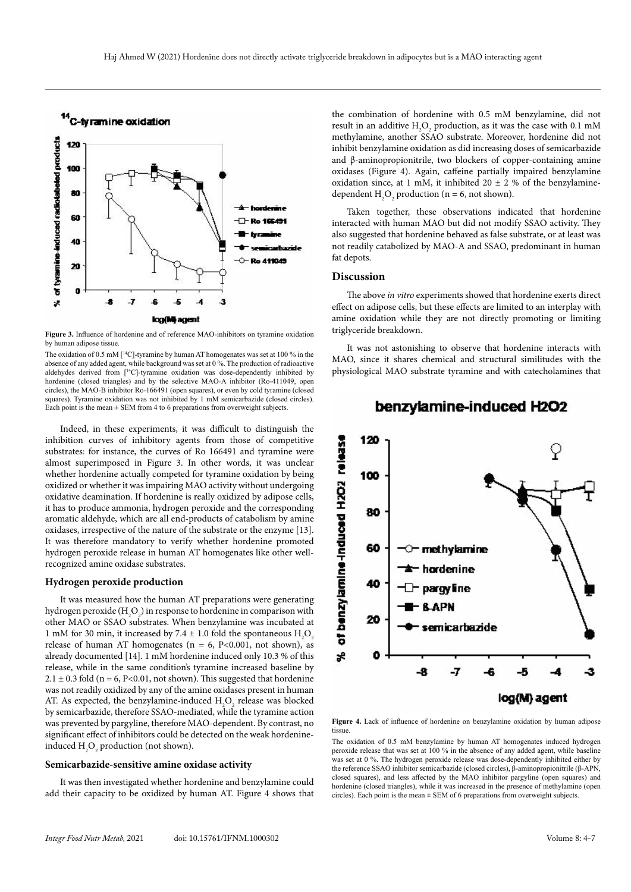**Figure 3.** Influence of hordenine and of reference MAO-inhibitors on tyramine oxidation by human adipose tissue.

The oxidation of 0.5 mM [[14]C]-tyramine by human AT homogenates was set at 100 % in the absence of any added agent, while background was set at 0 %. The production of radioactive aldehydes derived from [[14]C]-tyramine oxidation was dose-dependently inhibited by hordenine (closed triangles) and by the selective MAO-A inhibitor (Ro-411049, open circles), the MAO-B inhibitor Ro-166491 (open squares), or even by cold tyramine (closed squares). Tyramine oxidation was not inhibited by 1 mM semicarbazide (closed circles). Each point is the mean ± SEM from 4 to 6 preparations from overweight subjects.

Indeed, in these experiments, it was difficult to distinguish the inhibition curves of inhibitory agents from those of competitive substrates: for instance, the curves of Ro 166491 and tyramine were almost superimposed in Figure 3. In other words, it was unclear whether hordenine actually competed for tyramine oxidation by being oxidized or whether it was impairing MAO activity without undergoing oxidative deamination. If hordenine is really oxidized by adipose cells, it has to produce ammonia, hydrogen peroxide and the corresponding aromatic aldehyde, which are all end-products of catabolism by amine oxidases, irrespective of the nature of the substrate or the enzyme [13]. It was therefore mandatory to verify whether hordenine promoted hydrogen peroxide release in human AT homogenates like other well-recognized amine oxidase substrates.

### Hydrogen peroxide production

It was measured how the human AT preparations were generating hydrogen peroxide ($H_2O_2$) in response to hordenine in comparison with other MAO or SSAO substrates. When benzylamine was incubated at 1 mM for 30 min, it increased by 7.4 ± 1.0 fold the spontaneous $H_2O_2$ release of human AT homogenates (n = 6, P<0.001, not shown), as already documented [14]. 1 mM hordenine induced only 10.3 % of this release, while in the same condition's tyramine increased baseline by 2.1 ± 0.3 fold (n = 6, P<0.01, not shown). This suggested that hordenine was not readily oxidized by any of the amine oxidases present in human AT. As expected, the benzylamine-induced $H_2O_2$ release was blocked by semicarbazide, therefore SSAO-mediated, while the tyramine action was prevented by pargyline, therefore MAO-dependent. By contrast, no significant effect of inhibitors could be detected on the weak hordenine-induced $H_2O_2$ production (not shown).

### Semicarbazide-sensitive amine oxidase activity

It was then investigated whether hordenine and benzylamine could add their capacity to be oxidized by human AT. Figure 4 shows that the combination of hordenine with 0.5 mM benzylamine, did not result in an additive $H_2O_2$ production, as it was the case with 0.1 mM methylamine, another SSAO substrate. Moreover, hordenine did not inhibit benzylamine oxidation as did increasing doses of semicarbazide and β-aminopropionitrile, two blockers of copper-containing amine oxidases (Figure 4). Again, caffeine partially impaired benzylamine oxidation since, at 1 mM, it inhibited 20 ± 2 % of the benzylamine-dependent $H_2O_2$ production (n = 6, not shown).

Taken together, these observations indicated that hordenine interacted with human MAO but did not modify SSAO activity. They also suggested that hordenine behaved as false substrate, or at least was not readily catabolized by MAO-A and SSAO, predominant in human fat depots.

## Discussion

The above *in vitro* experiments showed that hordenine exerts direct effect on adipose cells, but these effects are limited to an interplay with amine oxidation while they are not directly promoting or limiting triglyceride breakdown.

It was not astonishing to observe that hordenine interacts with MAO, since it shares chemical and structural similitudes with the physiological MAO substrate tyramine and with catecholamines that

**Figure 4.** Lack of influence of hordenine on benzylamine oxidation by human adipose tissue.

The oxidation of 0.5 mM benzylamine by human AT homogenates induced hydrogen peroxide release that was set at 100 % in the absence of any added agent, while baseline was set at 0 %. The hydrogen peroxide release was dose-dependently inhibited either by the reference SSAO inhibitor semicarbazide (closed circles), β-aminopropionitrile (β-APN, closed squares), and less affected by the MAO inhibitor pargyline (open squares) and hordenine (closed triangles), while it was increased in the presence of methylamine (open circles). Each point is the mean ± SEM of 6 preparations from overweight subjects.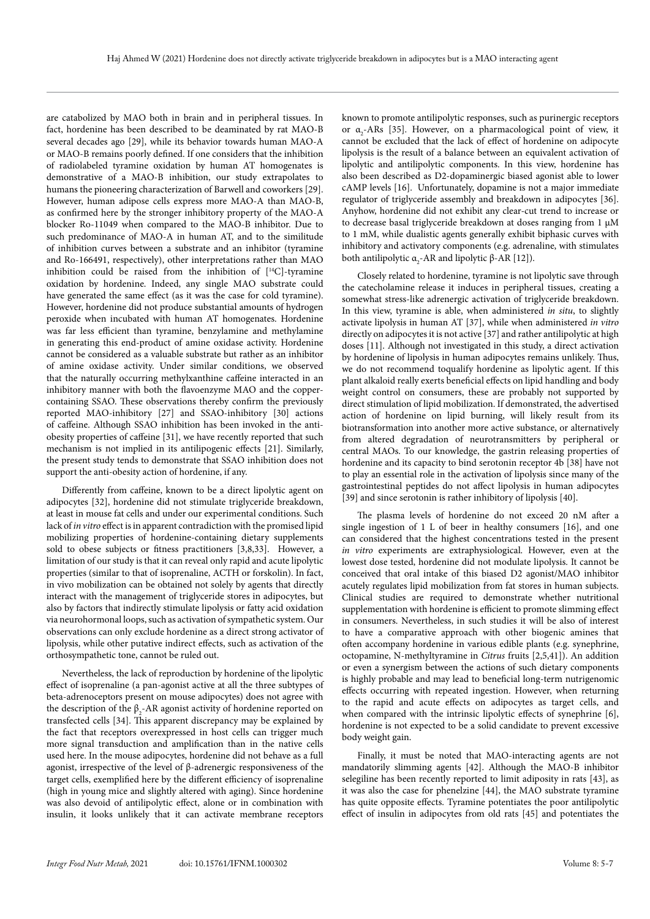are catabolized by MAO both in brain and in peripheral tissues. In fact, hordenine has been described to be deaminated by rat MAO-B several decades ago [29], while its behavior towards human MAO-A or MAO-B remains poorly defined. If one considers that the inhibition of radiolabeled tyramine oxidation by human AT homogenates is demonstrative of a MAO-B inhibition, our study extrapolates to humans the pioneering characterization of Barwell and coworkers [29]. However, human adipose cells express more MAO-A than MAO-B, as confirmed here by the stronger inhibitory property of the MAO-A blocker Ro-11049 when compared to the MAO-B inhibitor. Due to such predominance of MAO-A in human AT, and to the similitude of inhibition curves between a substrate and an inhibitor (tyramine and Ro-166491, respectively), other interpretations rather than MAO inhibition could be raised from the inhibition of [$^{14}$C]-tyramine oxidation by hordenine. Indeed, any single MAO substrate could have generated the same effect (as it was the case for cold tyramine). However, hordenine did not produce substantial amounts of hydrogen peroxide when incubated with human AT homogenates. Hordenine was far less efficient than tyramine, benzylamine and methylamine in generating this end-product of amine oxidase activity. Hordenine cannot be considered as a valuable substrate but rather as an inhibitor of amine oxidase activity. Under similar conditions, we observed that the naturally occurring methylxanthine caffeine interacted in an inhibitory manner with both the flavoenzyme MAO and the copper-containing SSAO. These observations thereby confirm the previously reported MAO-inhibitory [27] and SSAO-inhibitory [30] actions of caffeine. Although SSAO inhibition has been invoked in the anti-obesity properties of caffeine [31], we have recently reported that such mechanism is not implied in its antilipogenic effects [21]. Similarly, the present study tends to demonstrate that SSAO inhibition does not support the anti-obesity action of hordenine, if any.

Differently from caffeine, known to be a direct lipolytic agent on adipocytes [32], hordenine did not stimulate triglyceride breakdown, at least in mouse fat cells and under our experimental conditions. Such lack of *in vitro* effect is in apparent contradiction with the promised lipid mobilizing properties of hordenine-containing dietary supplements sold to obese subjects or fitness practitioners [3,8,33]. However, a limitation of our study is that it can reveal only rapid and acute lipolytic properties (similar to that of isoprenaline, ACTH or forskolin). In fact, in vivo mobilization can be obtained not solely by agents that directly interact with the management of triglyceride stores in adipocytes, but also by factors that indirectly stimulate lipolysis or fatty acid oxidation via neurohormonal loops, such as activation of sympathetic system. Our observations can only exclude hordenine as a direct strong activator of lipolysis, while other putative indirect effects, such as activation of the orthosympathetic tone, cannot be ruled out.

Nevertheless, the lack of reproduction by hordenine of the lipolytic effect of isoprenaline (a pan-agonist active at all the three subtypes of beta-adrenoceptors present on mouse adipocytes) does not agree with the description of the $\beta_2$-AR agonist activity of hordenine reported on transfected cells [34]. This apparent discrepancy may be explained by the fact that receptors overexpressed in host cells can trigger much more signal transduction and amplification than in the native cells used here. In the mouse adipocytes, hordenine did not behave as a full agonist, irrespective of the level of β-adrenergic responsiveness of the target cells, exemplified here by the different efficiency of isoprenaline (high in young mice and slightly altered with aging). Since hordenine was also devoid of antilipolytic effect, alone or in combination with insulin, it looks unlikely that it can activate membrane receptors known to promote antilipolytic responses, such as purinergic receptors or $\alpha_2$-ARs [35]. However, on a pharmacological point of view, it cannot be excluded that the lack of effect of hordenine on adipocyte lipolysis is the result of a balance between an equivalent activation of lipolytic and antilipolytic components. In this view, hordenine has also been described as D2-dopaminergic biased agonist able to lower cAMP levels [16]. Unfortunately, dopamine is not a major immediate regulator of triglyceride assembly and breakdown in adipocytes [36]. Anyhow, hordenine did not exhibit any clear-cut trend to increase or to decrease basal triglyceride breakdown at doses ranging from 1 µM to 1 mM, while dualistic agents generally exhibit biphasic curves with inhibitory and activatory components (e.g. adrenaline, with stimulates both antilipolytic $\alpha_2$-AR and lipolytic β-AR [12]).

Closely related to hordenine, tyramine is not lipolytic save through the catecholamine release it induces in peripheral tissues, creating a somewhat stress-like adrenergic activation of triglyceride breakdown. In this view, tyramine is able, when administered *in situ*, to slightly activate lipolysis in human AT [37], while when administered *in vitro* directly on adipocytes it is not active [37] and rather antilipolytic at high doses [11]. Although not investigated in this study, a direct activation by hordenine of lipolysis in human adipocytes remains unlikely. Thus, we do not recommend toqualify hordenine as lipolytic agent. If this plant alkaloid really exerts beneficial effects on lipid handling and body weight control on consumers, these are probably not supported by direct stimulation of lipid mobilization. If demonstrated, the advertised action of hordenine on lipid burning, will likely result from its biotransformation into another more active substance, or alternatively from altered degradation of neurotransmitters by peripheral or central MAOs. To our knowledge, the gastrin releasing properties of hordenine and its capacity to bind serotonin receptor 4b [38] have not to play an essential role in the activation of lipolysis since many of the gastrointestinal peptides do not affect lipolysis in human adipocytes [39] and since serotonin is rather inhibitory of lipolysis [40].

The plasma levels of hordenine do not exceed 20 nM after a single ingestion of 1 L of beer in healthy consumers [16], and one can considered that the highest concentrations tested in the present *in vitro* experiments are extraphysiological. However, even at the lowest dose tested, hordenine did not modulate lipolysis. It cannot be conceived that oral intake of this biased D2 agonist/MAO inhibitor acutely regulates lipid mobilization from fat stores in human subjects. Clinical studies are required to demonstrate whether nutritional supplementation with hordenine is efficient to promote slimming effect in consumers. Nevertheless, in such studies it will be also of interest to have a comparative approach with other biogenic amines that often accompany hordenine in various edible plants (e.g. synephrine, octopamine, N-methyltyramine in *Citrus* fruits [2,5,41]). An addition or even a synergism between the actions of such dietary components is highly probable and may lead to beneficial long-term nutrigenomic effects occurring with repeated ingestion. However, when returning to the rapid and acute effects on adipocytes as target cells, and when compared with the intrinsic lipolytic effects of synephrine [6], hordenine is not expected to be a solid candidate to prevent excessive body weight gain.

Finally, it must be noted that MAO-interacting agents are not mandatorily slimming agents [42]. Although the MAO-B inhibitor selegiline has been recently reported to limit adiposity in rats [43], as it was also the case for phenelzine [44], the MAO substrate tyramine has quite opposite effects. Tyramine potentiates the poor antilipolytic effect of insulin in adipocytes from old rats [45] and potentiates the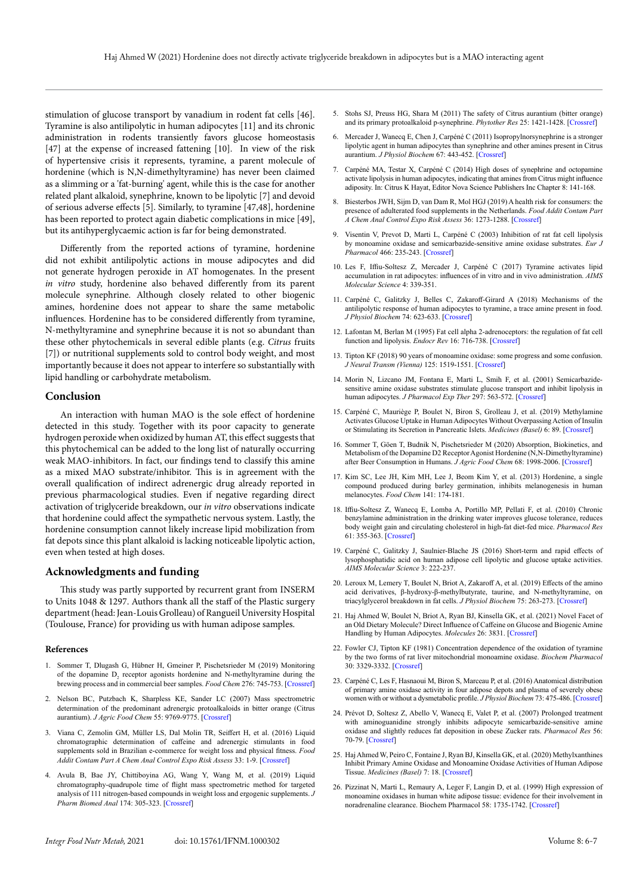stimulation of glucose transport by vanadium in rodent fat cells [46]. Tyramine is also antilipolytic in human adipocytes [11] and its chronic administration in rodents transiently favors glucose homeostasis [47] at the expense of increased fattening [10]. In view of the risk of hypertensive crisis it represents, tyramine, a parent molecule of hordenine (which is N,N-dimethyltyramine) has never been claimed as a slimming or a 'fat-burning' agent, while this is the case for another related plant alkaloid, synephrine, known to be lipolytic [7] and devoid of serious adverse effects [5]. Similarly, to tyramine [47,48], hordenine has been reported to protect again diabetic complications in mice [49], but its antihyperglycaemic action is far for being demonstrated.

Differently from the reported actions of tyramine, hordenine did not exhibit antilipolytic actions in mouse adipocytes and did not generate hydrogen peroxide in AT homogenates. In the present *in vitro* study, hordenine also behaved differently from its parent molecule synephrine. Although closely related to other biogenic amines, hordenine does not appear to share the same metabolic influences. Hordenine has to be considered differently from tyramine, N-methyltyramine and synephrine because it is not so abundant than these other phytochemicals in several edible plants (e.g. *Citrus* fruits [7]) or nutritional supplements sold to control body weight, and most importantly because it does not appear to interfere so substantially with lipid handling or carbohydrate metabolism.

## Conclusion

An interaction with human MAO is the sole effect of hordenine detected in this study. Together with its poor capacity to generate hydrogen peroxide when oxidized by human AT, this effect suggests that this phytochemical can be added to the long list of naturally occurring weak MAO-inhibitors. In fact, our findings tend to classify this amine as a mixed MAO substrate/inhibitor. This is in agreement with the overall qualification of indirect adrenergic drug already reported in previous pharmacological studies. Even if negative regarding direct activation of triglyceride breakdown, our *in vitro* observations indicate that hordenine could affect the sympathetic nervous system. Lastly, the hordenine consumption cannot likely increase lipid mobilization from fat depots since this plant alkaloid is lacking noticeable lipolytic action, even when tested at high doses.

## Acknowledgments and funding

This study was partly supported by recurrent grant from INSERM to Units 1048 & 1297. Authors thank all the staff of the Plastic surgery department (head: Jean-Louis Grolleau) of Rangueil University Hospital (Toulouse, France) for providing us with human adipose samples.

### References

1. Sommer T, Dlugash G, Hübner H, Gmeiner P, Pischetsrieder M (2019) Monitoring of the dopamine $D_2$ receptor agonists hordenine and N-methyltyramine during the brewing process and in commercial beer samples. *Food Chem* 276: 745-753. [Crossref]
2. Nelson BC, Putzbach K, Sharpless KE, Sander LC (2007) Mass spectrometric determination of the predominant adrenergic protoalkaloids in bitter orange (Citrus aurantium). *J Agric Food Chem* 55: 9769-9775. [Crossref]
3. Viana C, Zemolin GM, Müller LS, Dal Molin TR, Seiffert H, et al. (2016) Liquid chromatographic determination of caffeine and adrenergic stimulants in food supplements sold in Brazilian e-commerce for weight loss and physical fitness. *Food Addit Contam Part A Chem Anal Control Expo Risk Assess* 33: 1-9. [Crossref]
4. Avula B, Bae JY, Chittiboyina AG, Wang Y, Wang M, et al. (2019) Liquid chromatography-quadrupole time of flight mass spectrometric method for targeted analysis of 111 nitrogen-based compounds in weight loss and ergogenic supplements. *J Pharm Biomed Anal* 174: 305-323. [Crossref]
5. Stohs SJ, Preuss HG, Shara M (2011) The safety of Citrus aurantium (bitter orange) and its primary protoalkaloid p-synephrine. *Phytother Res* 25: 1421-1428. [Crossref]
6. Mercader J, Wanecq E, Chen J, Carpéné C (2011) Isopropylnorsynephrine is a stronger lipolytic agent in human adipocytes than synephrine and other amines present in Citrus aurantium. *J Physiol Biochem* 67: 443-452. [Crossref]
7. Carpéné MA, Testar X, Carpéné C (2014) High doses of synephrine and octopamine activate lipolysis in human adipocytes, indicating that amines from Citrus might influence adiposity. In: Citrus K Hayat, Editor Nova Science Publishers Inc Chapter 8: 141-168.
8. Biesterbos JWH, Sijm D, van Dam R, Mol HGJ (2019) A health risk for consumers: the presence of adulterated food supplements in the Netherlands. *Food Addit Contam Part A Chem Anal Control Expo Risk Assess* 36: 1273-1288. [Crossref]
9. Visentin V, Prevot D, Marti L, Carpéné C (2003) Inhibition of rat fat cell lipolysis by monoamine oxidase and semicarbazide-sensitive amine oxidase substrates. *Eur J Pharmacol* 466: 235-243. [Crossref]
10. Les F, Iffiu-Soltesz Z, Mercader J, Carpéné C (2017) Tyramine activates lipid accumulation in rat adipocytes: influences of in vitro and in vivo administration. *AIMS Molecular Science* 4: 339-351.
11. Carpéné C, Galitzky J, Belles C, Zakaroff-Girard A (2018) Mechanisms of the antilipolytic response of human adipocytes to tyramine, a trace amine present in food. *J Physiol Biochem* 74: 623-633. [Crossref]
12. Lafontan M, Berlan M (1995) Fat cell alpha 2-adrenoceptors: the regulation of fat cell function and lipolysis. *Endocr Rev* 16: 716-738. [Crossref]
13. Tipton KF (2018) 90 years of monoamine oxidase: some progress and some confusion. *J Neural Transm (Vienna)* 125: 1519-1551. [Crossref]
14. Morin N, Lizcano JM, Fontana E, Marti L, Smih F, et al. (2001) Semicarbazide-sensitive amine oxidase substrates stimulate glucose transport and inhibit lipolysis in human adipocytes. *J Pharmacol Exp Ther* 297: 563-572. [Crossref]
15. Carpéné C, Mauriège P, Boulet N, Biron S, Grolleau J, et al. (2019) Methylamine Activates Glucose Uptake in Human Adipocytes Without Overpassing Action of Insulin or Stimulating its Secretion in Pancreatic Islets. *Medicines (Basel)* 6: 89. [Crossref]
16. Sommer T, Göen T, Budnik N, Pischetsrieder M (2020) Absorption, Biokinetics, and Metabolism of the Dopamine D2 Receptor Agonist Hordenine (N,N-Dimethyltyramine) after Beer Consumption in Humans. *J Agric Food Chem* 68: 1998-2006. [Crossref]
17. Kim SC, Lee JH, Kim MH, Lee J, Beom Kim Y, et al. (2013) Hordenine, a single compound produced during barley germination, inhibits melanogenesis in human melanocytes. *Food Chem* 141: 174-181.
18. Iffiu-Soltesz Z, Wanecq E, Lomba A, Portillo MP, Pellati F, et al. (2010) Chronic benzylamine administration in the drinking water improves glucose tolerance, reduces body weight gain and circulating cholesterol in high-fat diet-fed mice. *Pharmacol Res* 61: 355-363. [Crossref]
19. Carpéné C, Galitzky J, Saulnier-Blache JS (2016) Short-term and rapid effects of lysophosphatidic acid on human adipose cell lipolytic and glucose uptake activities. *AIMS Molecular Science* 3: 222-237.
20. Leroux M, Lemery T, Boulet N, Briot A, Zakaroff A, et al. (2019) Effects of the amino acid derivatives, β-hydroxy-β-methylbutyrate, taurine, and N-methyltyramine, on triacylglycerol breakdown in fat cells. *J Physiol Biochem* 75: 263-273. [Crossref]
21. Haj Ahmed W, Boulet N, Briot A, Ryan BJ, Kinsella GK, et al. (2021) Novel Facet of an Old Dietary Molecule? Direct Influence of Caffeine on Glucose and Biogenic Amine Handling by Human Adipocytes. *Molecules* 26: 3831. [Crossref]
22. Fowler CJ, Tipton KF (1981) Concentration dependence of the oxidation of tyramine by the two forms of rat liver mitochondrial monoamine oxidase. *Biochem Pharmacol* 30: 3329-3332. [Crossref]
23. Carpéné C, Les F, Hasnaoui M, Biron S, Marceau P, et al. (2016) Anatomical distribution of primary amine oxidase activity in four adipose depots and plasma of severely obese women with or without a dysmetabolic profile. *J Physiol Biochem* 73: 475-486. [Crossref]
24. Prévot D, Soltesz Z, Abello V, Wanecq E, Valet P, et al. (2007) Prolonged treatment with aminoguanidine strongly inhibits adipocyte semicarbazide-sensitive amine oxidase and slightly reduces fat deposition in obese Zucker rats. *Pharmacol Res* 56: 70-79. [Crossref]
25. Haj Ahmed W, Peiro C, Fontaine J, Ryan BJ, Kinsella GK, et al. (2020) Methylxanthines Inhibit Primary Amine Oxidase and Monoamine Oxidase Activities of Human Adipose Tissue. *Medicines (Basel)* 7: 18. [Crossref]
26. Pizzinat N, Marti L, Remaury A, Leger F, Langin D, et al. (1999) High expression of monoamine oxidases in human white adipose tissue: evidence for their involvement in noradrenaline clearance. Biochem Pharmacol 58: 1735-1742. [Crossref]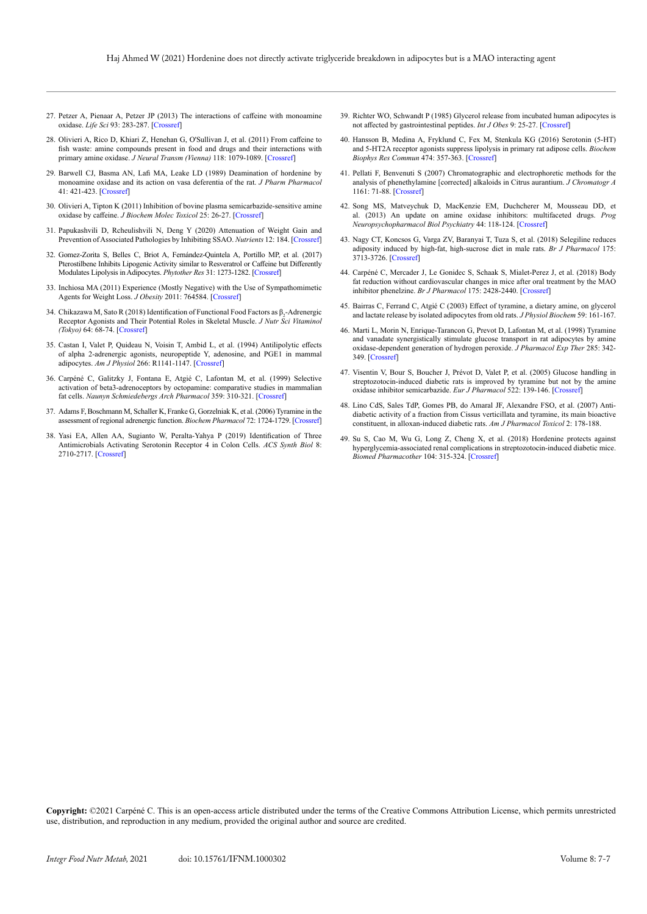27. Petzer A, Pienaar A, Petzer JP (2013) The interactions of caffeine with monoamine oxidase. *Life Sci* 93: 283-287. [Crossref]

28. Olivieri A, Rico D, Khiari Z, Henehan G, O'Sullivan J, et al. (2011) From caffeine to fish waste: amine compounds present in food and drugs and their interactions with primary amine oxidase. *J Neural Transm (Vienna)* 118: 1079-1089. [Crossref]

29. Barwell CJ, Basma AN, Lafi MA, Leake LD (1989) Deamination of hordenine by monoamine oxidase and its action on vasa deferentia of the rat. *J Pharm Pharmacol* 41: 421-423. [Crossref]

30. Olivieri A, Tipton K (2011) Inhibition of bovine plasma semicarbazide-sensitive amine oxidase by caffeine. *J Biochem Molec Toxicol* 25: 26-27. [Crossref]

31. Papukashvili D, Rcheulishvili N, Deng Y (2020) Attenuation of Weight Gain and Prevention of Associated Pathologies by Inhibiting SSAO. *Nutrients* 12: 184. [Crossref]

32. Gomez-Zorita S, Belles C, Briot A, Fernández-Quintela A, Portillo MP, et al. (2017) Pterostilbene Inhibits Lipogenic Activity similar to Resveratrol or Caffeine but Differently Modulates Lipolysis in Adipocytes. *Phytother Res* 31: 1273-1282. [Crossref]

33. Inchiosa MA (2011) Experience (Mostly Negative) with the Use of Sympathomimetic Agents for Weight Loss. *J Obesity* 2011: 764584. [Crossref]

34. Chikazawa M, Sato R (2018) Identification of Functional Food Factors as $\beta_2$-Adrenergic Receptor Agonists and Their Potential Roles in Skeletal Muscle. *J Nutr Sci Vitaminol (Tokyo)* 64: 68-74. [Crossref]

35. Castan I, Valet P, Quideau N, Voisin T, Ambid L, et al. (1994) Antilipolytic effects of alpha 2-adrenergic agonists, neuropeptide Y, adenosine, and PGE1 in mammal adipocytes. *Am J Physiol* 266: R1141-1147. [Crossref]

36. Carpéné C, Galitzky J, Fontana E, Atgié C, Lafontan M, et al. (1999) Selective activation of beta3-adrenoceptors by octopamine: comparative studies in mammalian fat cells. *Naunyn Schmiedebergs Arch Pharmacol* 359: 310-321. [Crossref]

37. Adams F, Boschmann M, Schaller K, Franke G, Gorzelniak K, et al. (2006) Tyramine in the assessment of regional adrenergic function. *Biochem Pharmacol* 72: 1724-1729. [Crossref]

38. Yasi EA, Allen AA, Sugianto W, Peralta-Yahya P (2019) Identification of Three Antimicrobials Activating Serotonin Receptor 4 in Colon Cells. *ACS Synth Biol* 8: 2710-2717. [Crossref]

39. Richter WO, Schwandt P (1985) Glycerol release from incubated human adipocytes is not affected by gastrointestinal peptides. *Int J Obes* 9: 25-27. [Crossref]

40. Hansson B, Medina A, Fryklund C, Fex M, Stenkula KG (2016) Serotonin (5-HT) and 5-HT2A receptor agonists suppress lipolysis in primary rat adipose cells. *Biochem Biophys Res Commun* 474: 357-363. [Crossref]

41. Pellati F, Benvenuti S (2007) Chromatographic and electrophoretic methods for the analysis of phenethylamine [corrected] alkaloids in Citrus aurantium. *J Chromatogr A* 1161: 71-88. [Crossref]

42. Song MS, Matveychuk D, MacKenzie EM, Duchcherer M, Mousseau DD, et al. (2013) An update on amine oxidase inhibitors: multifaceted drugs. *Prog Neuropsychopharmacol Biol Psychiatry* 44: 118-124. [Crossref]

43. Nagy CT, Koncsos G, Varga ZV, Baranyai T, Tuza S, et al. (2018) Selegiline reduces adiposity induced by high-fat, high-sucrose diet in male rats. *Br J Pharmacol* 175: 3713-3726. [Crossref]

44. Carpéné C, Mercader J, Le Gonidec S, Schaak S, Mialet-Perez J, et al. (2018) Body fat reduction without cardiovascular changes in mice after oral treatment by the MAO inhibitor phenelzine. *Br J Pharmacol* 175: 2428-2440. [Crossref]

45. Bairras C, Ferrand C, Atgié C (2003) Effect of tyramine, a dietary amine, on glycerol and lactate release by isolated adipocytes from old rats. *J Physiol Biochem* 59: 161-167.

46. Marti L, Morin N, Enrique-Tarancon G, Prevot D, Lafontan M, et al. (1998) Tyramine and vanadate synergistically stimulate glucose transport in rat adipocytes by amine oxidase-dependent generation of hydrogen peroxide. *J Pharmacol Exp Ther* 285: 342-349. [Crossref]

47. Visentin V, Bour S, Boucher J, Prévot D, Valet P, et al. (2005) Glucose handling in streptozotocin-induced diabetic rats is improved by tyramine but not by the amine oxidase inhibitor semicarbazide. *Eur J Pharmacol* 522: 139-146. [Crossref]

48. Lino CdS, Sales TdP, Gomes PB, do Amaral JF, Alexandre FSO, et al. (2007) Anti-diabetic activity of a fraction from Cissus verticillata and tyramine, its main bioactive constituent, in alloxan-induced diabetic rats. *Am J Pharmacol Toxicol* 2: 178-188.

49. Su S, Cao M, Wu G, Long Z, Cheng X, et al. (2018) Hordenine protects against hyperglycemia-associated renal complications in streptozotocin-induced diabetic mice. *Biomed Pharmacother* 104: 315-324. [Crossref]

**Copyright:** ©2021 Carpéné C. This is an open-access article distributed under the terms of the Creative Commons Attribution License, which permits unrestricted use, distribution, and reproduction in any medium, provided the original author and source are credited.